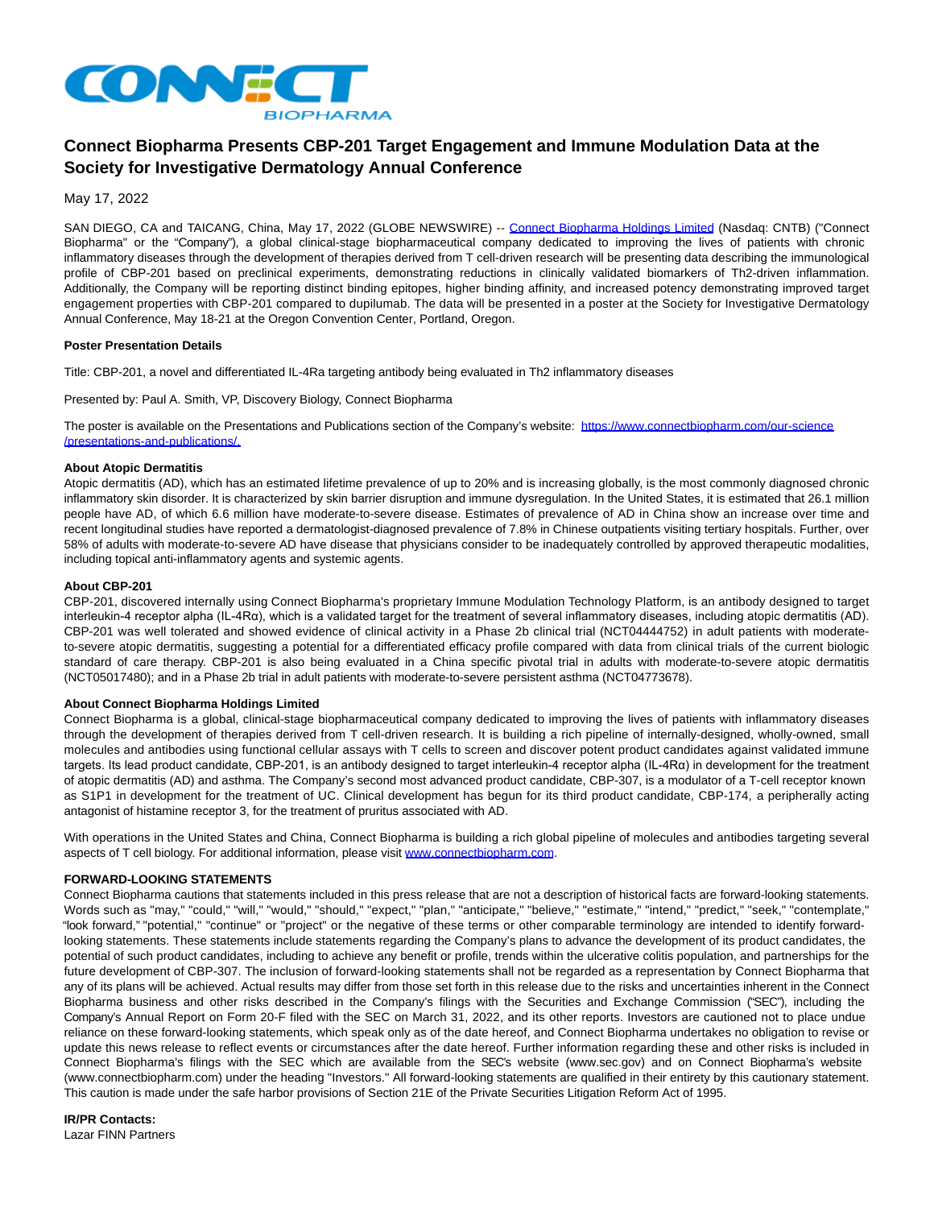# Connect Biopharma Presents CBP-201 Target Engagement and Immune Modulation Data at the Society for Investigative Dermatology Annual Conference

May 17, 2022

SAN DIEGO, CA and TAICANG, China, May 17, 2022 (GLOBE NEWSWIRE) -- Connect Biopharma Holdings Limited (Nasdaq: CNTB) ("Connect Biopharma" or the "Company"), a global clinical-stage biopharmaceutical company dedicated to improving the lives of patients with chronic inflammatory diseases through the development of therapies derived from T cell-driven research will be presenting data describing the immunological profile of CBP-201 based on preclinical experiments, demonstrating reductions in clinically validated biomarkers of Th2-driven inflammation. Additionally, the Company will be reporting distinct binding epitopes, higher binding affinity, and increased potency demonstrating improved target engagement properties with CBP-201 compared to dupilumab. The data will be presented in a poster at the Society for Investigative Dermatology Annual Conference, May 18-21 at the Oregon Convention Center, Portland, Oregon.

**Poster Presentation Details**

Title: CBP-201, a novel and differentiated IL-4Ra targeting antibody being evaluated in Th2 inflammatory diseases

Presented by: Paul A. Smith, VP, Discovery Biology, Connect Biopharma

The poster is available on the Presentations and Publications section of the Company's website: https://www.connectbiopharm.com/our-science/presentations-and-publications/.

**About Atopic Dermatitis**

Atopic dermatitis (AD), which has an estimated lifetime prevalence of up to 20% and is increasing globally, is the most commonly diagnosed chronic inflammatory skin disorder. It is characterized by skin barrier disruption and immune dysregulation. In the United States, it is estimated that 26.1 million people have AD, of which 6.6 million have moderate-to-severe disease. Estimates of prevalence of AD in China show an increase over time and recent longitudinal studies have reported a dermatologist-diagnosed prevalence of 7.8% in Chinese outpatients visiting tertiary hospitals. Further, over 58% of adults with moderate-to-severe AD have disease that physicians consider to be inadequately controlled by approved therapeutic modalities, including topical anti-inflammatory agents and systemic agents.

**About CBP-201**

CBP-201, discovered internally using Connect Biopharma's proprietary Immune Modulation Technology Platform, is an antibody designed to target interleukin-4 receptor alpha (IL-4Rα), which is a validated target for the treatment of several inflammatory diseases, including atopic dermatitis (AD). CBP-201 was well tolerated and showed evidence of clinical activity in a Phase 2b clinical trial (NCT04444752) in adult patients with moderate-to-severe atopic dermatitis, suggesting a potential for a differentiated efficacy profile compared with data from clinical trials of the current biologic standard of care therapy. CBP-201 is also being evaluated in a China specific pivotal trial in adults with moderate-to-severe atopic dermatitis (NCT05017480); and in a Phase 2b trial in adult patients with moderate-to-severe persistent asthma (NCT04773678).

**About Connect Biopharma Holdings Limited**

Connect Biopharma is a global, clinical-stage biopharmaceutical company dedicated to improving the lives of patients with inflammatory diseases through the development of therapies derived from T cell-driven research. It is building a rich pipeline of internally-designed, wholly-owned, small molecules and antibodies using functional cellular assays with T cells to screen and discover potent product candidates against validated immune targets. Its lead product candidate, CBP-201, is an antibody designed to target interleukin-4 receptor alpha (IL-4Rα) in development for the treatment of atopic dermatitis (AD) and asthma. The Company's second most advanced product candidate, CBP-307, is a modulator of a T-cell receptor known as S1P1 in development for the treatment of UC. Clinical development has begun for its third product candidate, CBP-174, a peripherally acting antagonist of histamine receptor 3, for the treatment of pruritus associated with AD.

With operations in the United States and China, Connect Biopharma is building a rich global pipeline of molecules and antibodies targeting several aspects of T cell biology. For additional information, please visit www.connectbiopharm.com.

**FORWARD-LOOKING STATEMENTS**

Connect Biopharma cautions that statements included in this press release that are not a description of historical facts are forward-looking statements. Words such as "may," "could," "will," "would," "should," "expect," "plan," "anticipate," "believe," "estimate," "intend," "predict," "seek," "contemplate," "look forward," "potential," "continue" or "project" or the negative of these terms or other comparable terminology are intended to identify forward-looking statements. These statements include statements regarding the Company's plans to advance the development of its product candidates, the potential of such product candidates, including to achieve any benefit or profile, trends within the ulcerative colitis population, and partnerships for the future development of CBP-307. The inclusion of forward-looking statements shall not be regarded as a representation by Connect Biopharma that any of its plans will be achieved. Actual results may differ from those set forth in this release due to the risks and uncertainties inherent in the Connect Biopharma business and other risks described in the Company's filings with the Securities and Exchange Commission ("SEC"), including the Company's Annual Report on Form 20-F filed with the SEC on March 31, 2022, and its other reports. Investors are cautioned not to place undue reliance on these forward-looking statements, which speak only as of the date hereof, and Connect Biopharma undertakes no obligation to revise or update this news release to reflect events or circumstances after the date hereof. Further information regarding these and other risks is included in Connect Biopharma's filings with the SEC which are available from the SEC's website (www.sec.gov) and on Connect Biopharma's website (www.connectbiopharm.com) under the heading "Investors." All forward-looking statements are qualified in their entirety by this cautionary statement. This caution is made under the safe harbor provisions of Section 21E of the Private Securities Litigation Reform Act of 1995.

**IR/PR Contacts:**

Lazar FINN Partners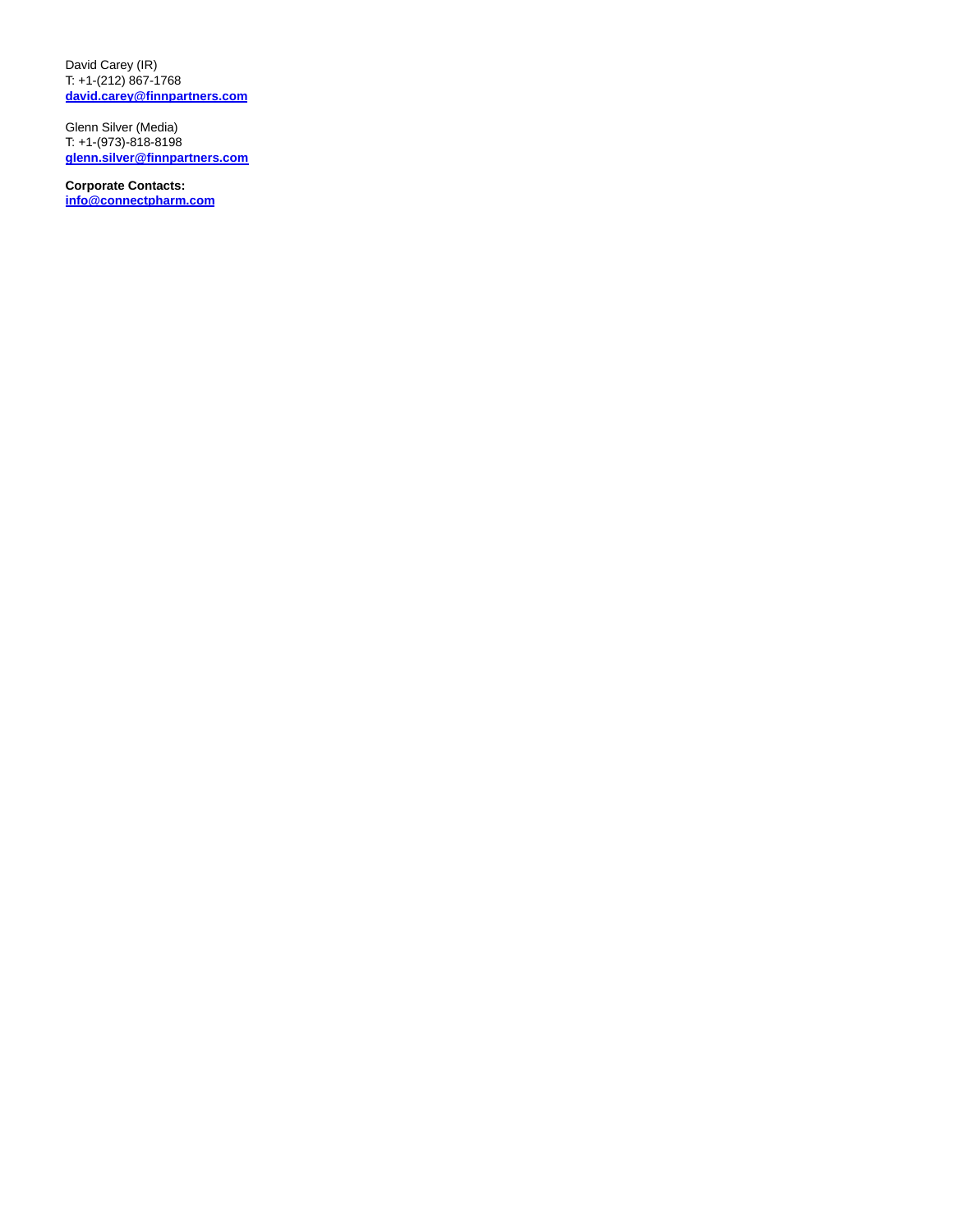David Carey (IR)
T: +1-(212) 867-1768
**david.carey@finnpartners.com**

Glenn Silver (Media)
T: +1-(973)-818-8198
**glenn.silver@finnpartners.com**

**Corporate Contacts:**
**info@connectpharm.com**